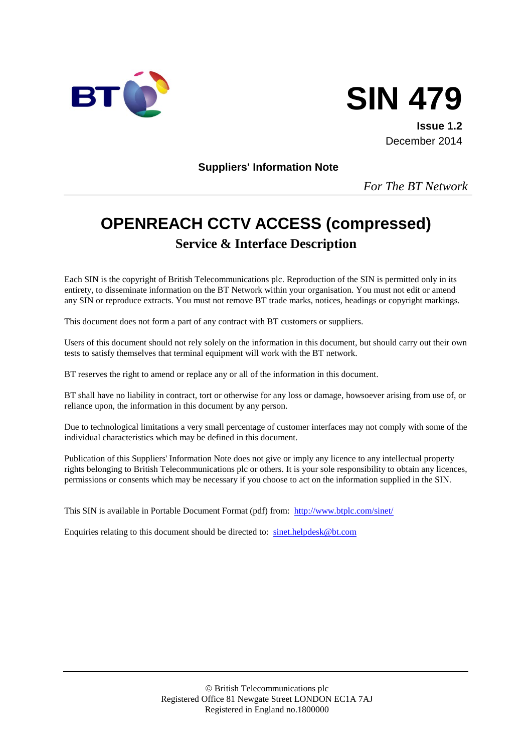BT

# SIN 479

**Issue 1.2**
December 2014

**Suppliers' Information Note**

*For The BT Network*

# OPENREACH CCTV ACCESS (compressed)

## Service & Interface Description

Each SIN is the copyright of British Telecommunications plc. Reproduction of the SIN is permitted only in its entirety, to disseminate information on the BT Network within your organisation. You must not edit or amend any SIN or reproduce extracts. You must not remove BT trade marks, notices, headings or copyright markings.

This document does not form a part of any contract with BT customers or suppliers.

Users of this document should not rely solely on the information in this document, but should carry out their own tests to satisfy themselves that terminal equipment will work with the BT network.

BT reserves the right to amend or replace any or all of the information in this document.

BT shall have no liability in contract, tort or otherwise for any loss or damage, howsoever arising from use of, or reliance upon, the information in this document by any person.

Due to technological limitations a very small percentage of customer interfaces may not comply with some of the individual characteristics which may be defined in this document.

Publication of this Suppliers' Information Note does not give or imply any licence to any intellectual property rights belonging to British Telecommunications plc or others. It is your sole responsibility to obtain any licences, permissions or consents which may be necessary if you choose to act on the information supplied in the SIN.

This SIN is available in Portable Document Format (pdf) from: http://www.btplc.com/sinet/

Enquiries relating to this document should be directed to: sinet.helpdesk@bt.com

© British Telecommunications plc
Registered Office 81 Newgate Street LONDON EC1A 7AJ
Registered in England no.1800000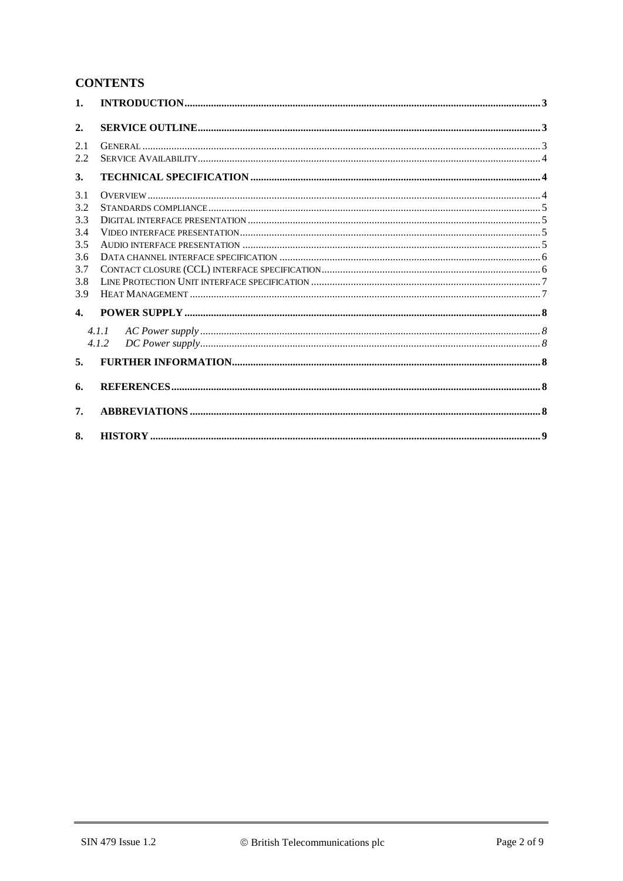## CONTENTS

1. INTRODUCTION ..... 3

2. SERVICE OUTLINE ..... 3

2.1 General ..... 3
2.2 Service Availability ..... 4

3. TECHNICAL SPECIFICATION ..... 4

3.1 Overview ..... 4
3.2 Standards compliance ..... 5
3.3 Digital interface presentation ..... 5
3.4 Video interface presentation ..... 5
3.5 Audio interface presentation ..... 5
3.6 Data channel interface specification ..... 6
3.7 Contact closure (CCL) interface specification ..... 6
3.8 Line Protection Unit interface specification ..... 7
3.9 Heat Management ..... 7

4. POWER SUPPLY ..... 8

*4.1.1 AC Power supply ..... 8*
*4.1.2 DC Power supply ..... 8*

5. FURTHER INFORMATION ..... 8

6. REFERENCES ..... 8

7. ABBREVIATIONS ..... 8

8. HISTORY ..... 9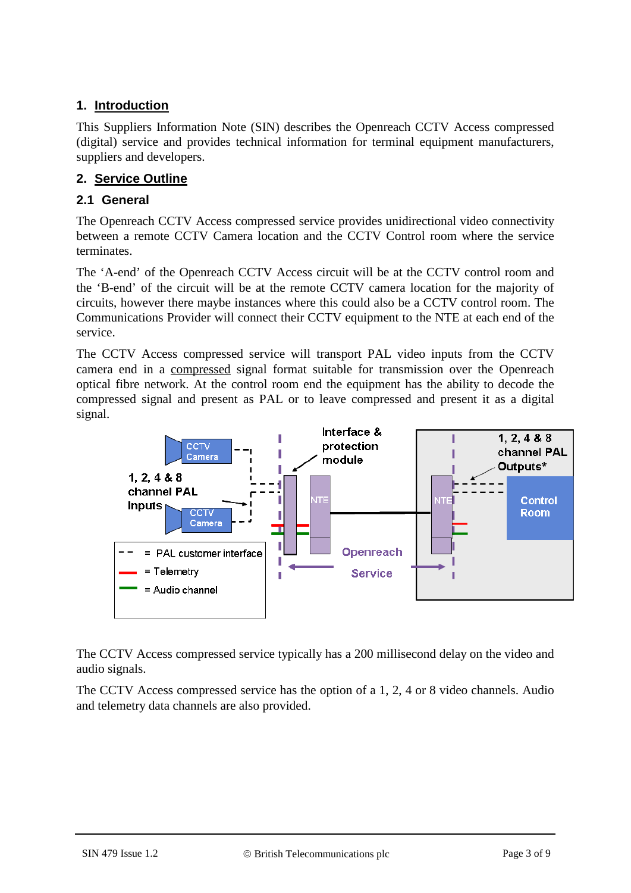# 1. Introduction

This Suppliers Information Note (SIN) describes the Openreach CCTV Access compressed (digital) service and provides technical information for terminal equipment manufacturers, suppliers and developers.

# 2. Service Outline

## 2.1 General

The Openreach CCTV Access compressed service provides unidirectional video connectivity between a remote CCTV Camera location and the CCTV Control room where the service terminates.

The 'A-end' of the Openreach CCTV Access circuit will be at the CCTV control room and the 'B-end' of the circuit will be at the remote CCTV camera location for the majority of circuits, however there maybe instances where this could also be a CCTV control room. The Communications Provider will connect their CCTV equipment to the NTE at each end of the service.

The CCTV Access compressed service will transport PAL video inputs from the CCTV camera end in a compressed signal format suitable for transmission over the Openreach optical fibre network. At the control room end the equipment has the ability to decode the compressed signal and present as PAL or to leave compressed and present it as a digital signal.

CCTV Camera

CCTV Camera

1, 2, 4 & 8 channel PAL Inputs

Interface & protection module

NTE

NTE

1, 2, 4 & 8 channel PAL Outputs*

Control Room

Openreach Service

- - = PAL customer interface
= Telemetry
= Audio channel

The CCTV Access compressed service typically has a 200 millisecond delay on the video and audio signals.

The CCTV Access compressed service has the option of a 1, 2, 4 or 8 video channels. Audio and telemetry data channels are also provided.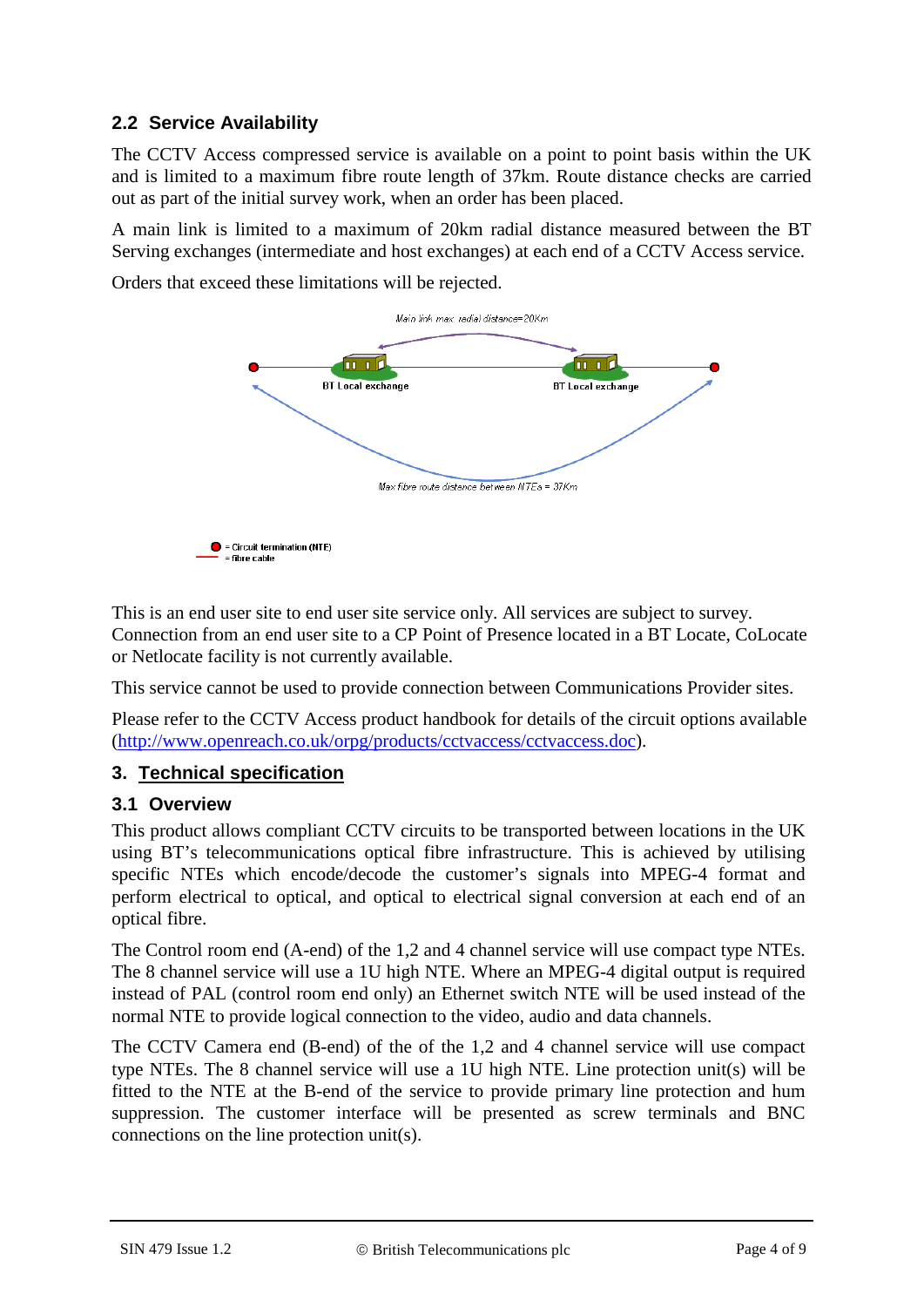## 2.2 Service Availability

The CCTV Access compressed service is available on a point to point basis within the UK and is limited to a maximum fibre route length of 37km. Route distance checks are carried out as part of the initial survey work, when an order has been placed.

A main link is limited to a maximum of 20km radial distance measured between the BT Serving exchanges (intermediate and host exchanges) at each end of a CCTV Access service.

Orders that exceed these limitations will be rejected.

Main link max radial distance=20Km

BT Local exchange

BT Local exchange

Max fibre route distance between NTEs = 37Km

= Circuit termination (NTE)

= fibre cable

This is an end user site to end user site service only. All services are subject to survey. Connection from an end user site to a CP Point of Presence located in a BT Locate, CoLocate or Netlocate facility is not currently available.

This service cannot be used to provide connection between Communications Provider sites.

Please refer to the CCTV Access product handbook for details of the circuit options available (http://www.openreach.co.uk/orpg/products/cctvaccess/cctvaccess.doc).

# 3. Technical specification

## 3.1 Overview

This product allows compliant CCTV circuits to be transported between locations in the UK using BT's telecommunications optical fibre infrastructure. This is achieved by utilising specific NTEs which encode/decode the customer's signals into MPEG-4 format and perform electrical to optical, and optical to electrical signal conversion at each end of an optical fibre.

The Control room end (A-end) of the 1,2 and 4 channel service will use compact type NTEs. The 8 channel service will use a 1U high NTE. Where an MPEG-4 digital output is required instead of PAL (control room end only) an Ethernet switch NTE will be used instead of the normal NTE to provide logical connection to the video, audio and data channels.

The CCTV Camera end (B-end) of the of the 1,2 and 4 channel service will use compact type NTEs. The 8 channel service will use a 1U high NTE. Line protection unit(s) will be fitted to the NTE at the B-end of the service to provide primary line protection and hum suppression. The customer interface will be presented as screw terminals and BNC connections on the line protection unit(s).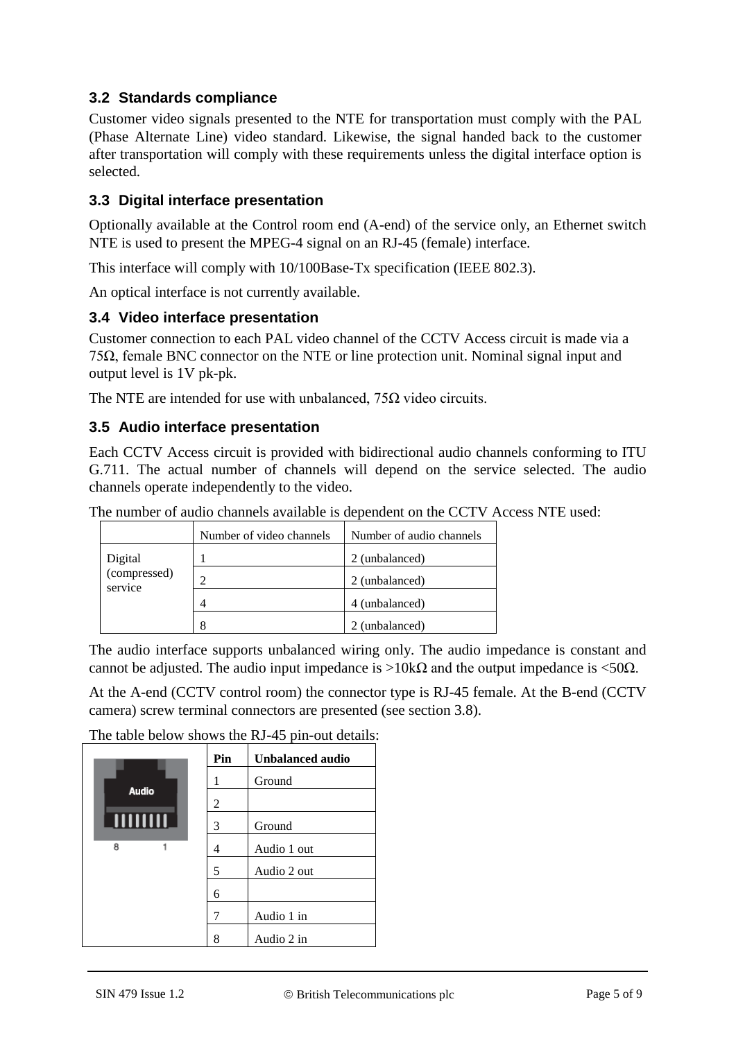### 3.2 Standards compliance

Customer video signals presented to the NTE for transportation must comply with the PAL (Phase Alternate Line) video standard. Likewise, the signal handed back to the customer after transportation will comply with these requirements unless the digital interface option is selected.

### 3.3 Digital interface presentation

Optionally available at the Control room end (A-end) of the service only, an Ethernet switch NTE is used to present the MPEG-4 signal on an RJ-45 (female) interface.

This interface will comply with 10/100Base-Tx specification (IEEE 802.3).

An optical interface is not currently available.

### 3.4 Video interface presentation

Customer connection to each PAL video channel of the CCTV Access circuit is made via a 75Ω, female BNC connector on the NTE or line protection unit. Nominal signal input and output level is 1V pk-pk.

The NTE are intended for use with unbalanced, 75Ω video circuits.

### 3.5 Audio interface presentation

Each CCTV Access circuit is provided with bidirectional audio channels conforming to ITU G.711. The actual number of channels will depend on the service selected. The audio channels operate independently to the video.

The number of audio channels available is dependent on the CCTV Access NTE used:

| | Number of video channels | Number of audio channels |
|---|---|---|
| Digital (compressed) service | 1 | 2 (unbalanced) |
| | 2 | 2 (unbalanced) |
| | 4 | 4 (unbalanced) |
| | 8 | 2 (unbalanced) |

The audio interface supports unbalanced wiring only. The audio impedance is constant and cannot be adjusted. The audio input impedance is >10kΩ and the output impedance is <50Ω.

At the A-end (CCTV control room) the connector type is RJ-45 female. At the B-end (CCTV camera) screw terminal connectors are presented (see section 3.8).

The table below shows the RJ-45 pin-out details:

Audio

8 1

| Pin | Unbalanced audio |
|---|---|
| 1 | Ground |
| 2 | |
| 3 | Ground |
| 4 | Audio 1 out |
| 5 | Audio 2 out |
| 6 | |
| 7 | Audio 1 in |
| 8 | Audio 2 in |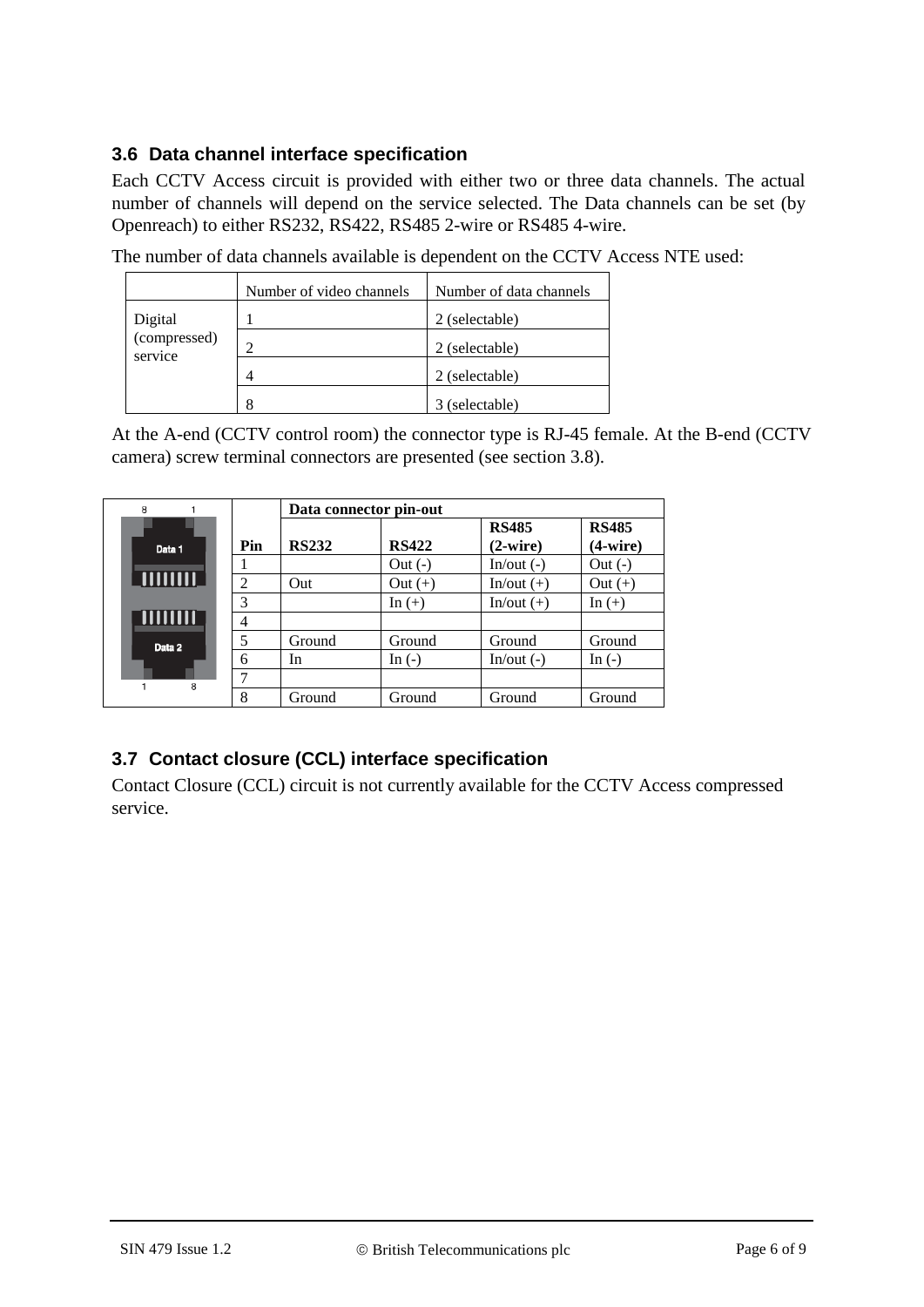## 3.6 Data channel interface specification

Each CCTV Access circuit is provided with either two or three data channels. The actual number of channels will depend on the service selected. The Data channels can be set (by Openreach) to either RS232, RS422, RS485 2-wire or RS485 4-wire.

The number of data channels available is dependent on the CCTV Access NTE used:

| | Number of video channels | Number of data channels |
|---|---|---|
| Digital (compressed) service | 1 | 2 (selectable) |
| | 2 | 2 (selectable) |
| | 4 | 2 (selectable) |
| | 8 | 3 (selectable) |

At the A-end (CCTV control room) the connector type is RJ-45 female. At the B-end (CCTV camera) screw terminal connectors are presented (see section 3.8).

8 1
Data 1
Data 2
1 8

| | Data connector pin-out | | | |
|---|---|---|---|---|
| **Pin** | **RS232** | **RS422** | **RS485 (2-wire)** | **RS485 (4-wire)** |
| 1 | | Out (-) | In/out (-) | Out (-) |
| 2 | Out | Out (+) | In/out (+) | Out (+) |
| 3 | | In (+) | In/out (+) | In (+) |
| 4 | | | | |
| 5 | Ground | Ground | Ground | Ground |
| 6 | In | In (-) | In/out (-) | In (-) |
| 7 | | | | |
| 8 | Ground | Ground | Ground | Ground |

## 3.7 Contact closure (CCL) interface specification

Contact Closure (CCL) circuit is not currently available for the CCTV Access compressed service.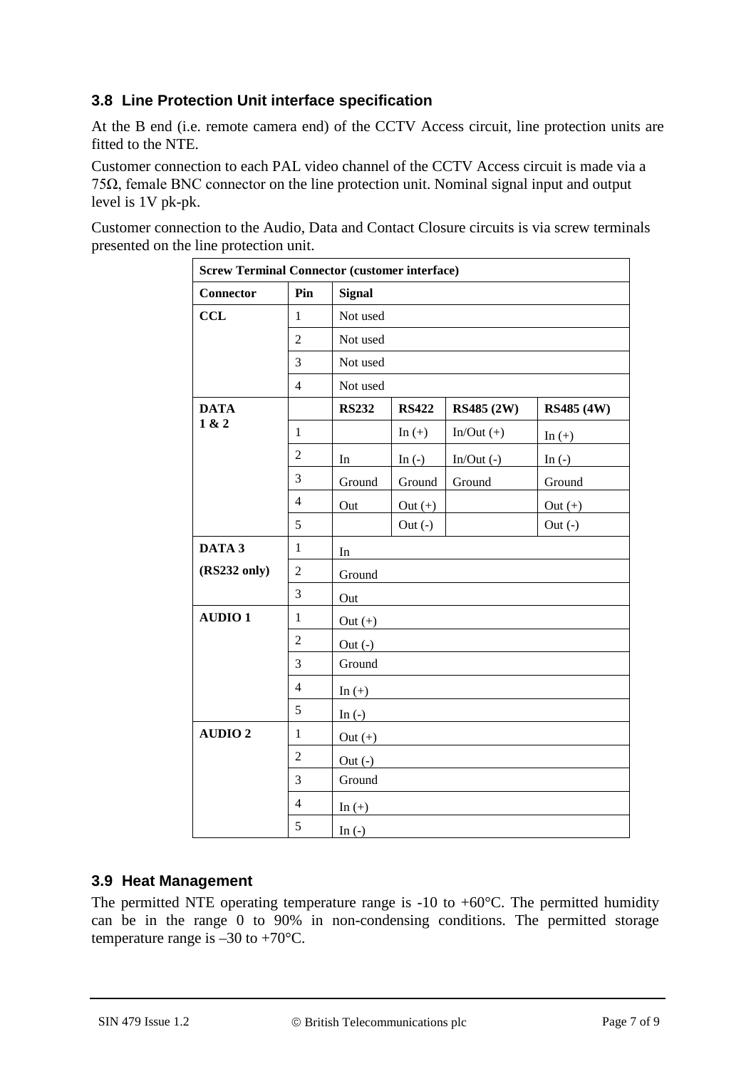### 3.8 Line Protection Unit interface specification

At the B end (i.e. remote camera end) of the CCTV Access circuit, line protection units are fitted to the NTE.

Customer connection to each PAL video channel of the CCTV Access circuit is made via a 75Ω, female BNC connector on the line protection unit. Nominal signal input and output level is 1V pk-pk.

Customer connection to the Audio, Data and Contact Closure circuits is via screw terminals presented on the line protection unit.

| Screw Terminal Connector (customer interface) | | | | | |
|---|---|---|---|---|---|
| **Connector** | **Pin** | **Signal** | | | |
| **CCL** | 1 | Not used | | | |
| | 2 | Not used | | | |
| | 3 | Not used | | | |
| | 4 | Not used | | | |
| **DATA 1 & 2** | | **RS232** | **RS422** | **RS485 (2W)** | **RS485 (4W)** |
| | 1 | | In (+) | In/Out (+) | In (+) |
| | 2 | In | In (-) | In/Out (-) | In (-) |
| | 3 | Ground | Ground | Ground | Ground |
| | 4 | Out | Out (+) | | Out (+) |
| | 5 | | Out (-) | | Out (-) |
| **DATA 3 (RS232 only)** | 1 | In | | | |
| | 2 | Ground | | | |
| | 3 | Out | | | |
| **AUDIO 1** | 1 | Out (+) | | | |
| | 2 | Out (-) | | | |
| | 3 | Ground | | | |
| | 4 | In (+) | | | |
| | 5 | In (-) | | | |
| **AUDIO 2** | 1 | Out (+) | | | |
| | 2 | Out (-) | | | |
| | 3 | Ground | | | |
| | 4 | In (+) | | | |
| | 5 | In (-) | | | |

### 3.9 Heat Management

The permitted NTE operating temperature range is -10 to +60°C. The permitted humidity can be in the range 0 to 90% in non-condensing conditions. The permitted storage temperature range is –30 to +70°C.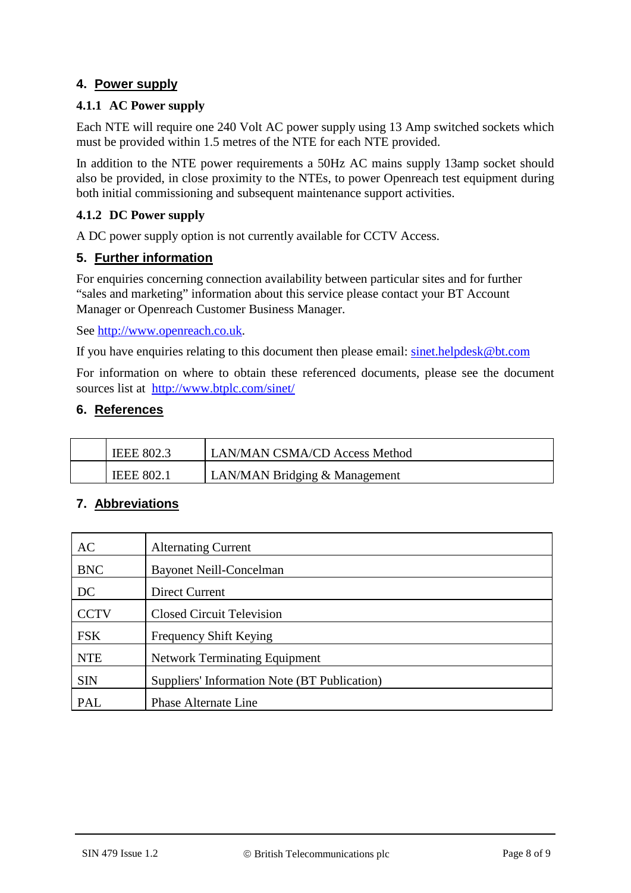## 4. Power supply

### 4.1.1 AC Power supply

Each NTE will require one 240 Volt AC power supply using 13 Amp switched sockets which must be provided within 1.5 metres of the NTE for each NTE provided.

In addition to the NTE power requirements a 50Hz AC mains supply 13amp socket should also be provided, in close proximity to the NTEs, to power Openreach test equipment during both initial commissioning and subsequent maintenance support activities.

### 4.1.2 DC Power supply

A DC power supply option is not currently available for CCTV Access.

## 5. Further information

For enquiries concerning connection availability between particular sites and for further "sales and marketing" information about this service please contact your BT Account Manager or Openreach Customer Business Manager.

See http://www.openreach.co.uk.

If you have enquiries relating to this document then please email: sinet.helpdesk@bt.com

For information on where to obtain these referenced documents, please see the document sources list at http://www.btplc.com/sinet/

## 6. References

| | | |
|---|---|---|
| | IEEE 802.3 | LAN/MAN CSMA/CD Access Method |
| | IEEE 802.1 | LAN/MAN Bridging & Management |

## 7. Abbreviations

| | |
|---|---|
| AC | Alternating Current |
| BNC | Bayonet Neill-Concelman |
| DC | Direct Current |
| CCTV | Closed Circuit Television |
| FSK | Frequency Shift Keying |
| NTE | Network Terminating Equipment |
| SIN | Suppliers' Information Note (BT Publication) |
| PAL | Phase Alternate Line |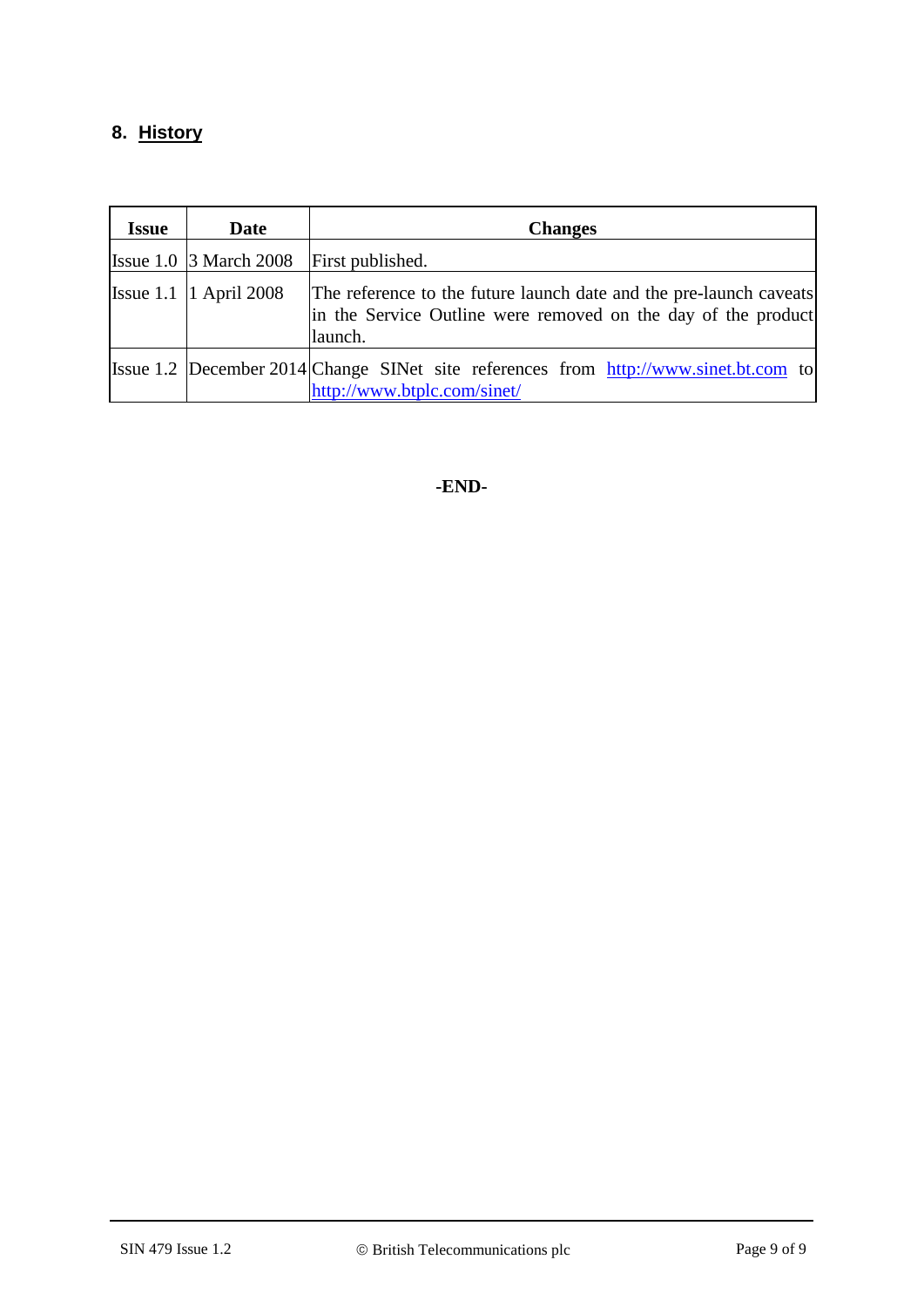## 8. History

| Issue | Date | Changes |
|---|---|---|
| Issue 1.0 | 3 March 2008 | First published. |
| Issue 1.1 | 1 April 2008 | The reference to the future launch date and the pre-launch caveats in the Service Outline were removed on the day of the product launch. |
| Issue 1.2 | December 2014 | Change SINet site references from http://www.sinet.bt.com to http://www.btplc.com/sinet/ |

**-END-**